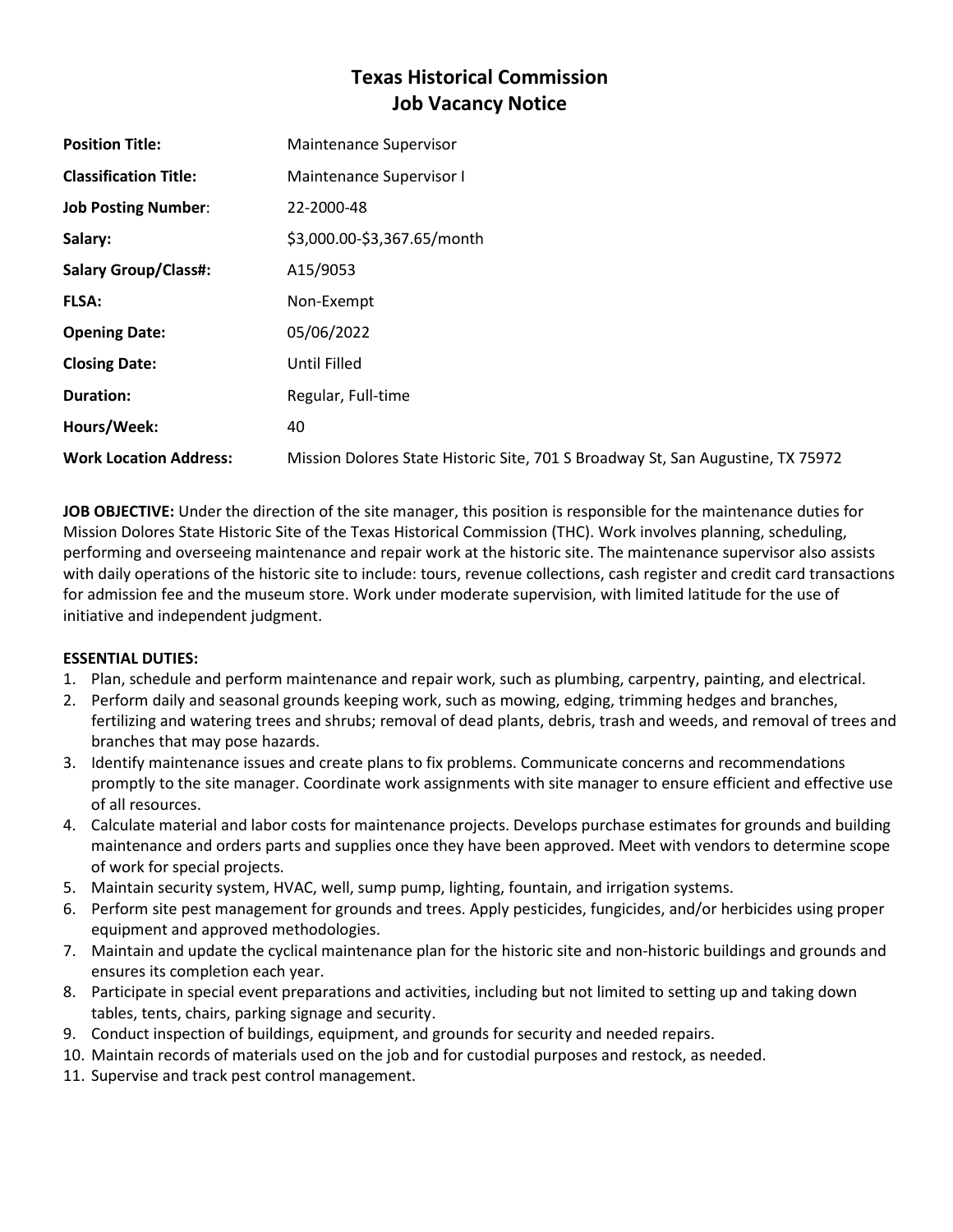# Texas Historical Commission
# Job Vacancy Notice

| | |
|---|---|
| **Position Title:** | Maintenance Supervisor |
| **Classification Title:** | Maintenance Supervisor I |
| **Job Posting Number**: | 22-2000-48 |
| **Salary:** | $3,000.00-$3,367.65/month |
| **Salary Group/Class#:** | A15/9053 |
| **FLSA:** | Non-Exempt |
| **Opening Date:** | 05/06/2022 |
| **Closing Date:** | Until Filled |
| **Duration:** | Regular, Full-time |
| **Hours/Week:** | 40 |
| **Work Location Address:** | Mission Dolores State Historic Site, 701 S Broadway St, San Augustine, TX 75972 |

**JOB OBJECTIVE:** Under the direction of the site manager, this position is responsible for the maintenance duties for Mission Dolores State Historic Site of the Texas Historical Commission (THC). Work involves planning, scheduling, performing and overseeing maintenance and repair work at the historic site. The maintenance supervisor also assists with daily operations of the historic site to include: tours, revenue collections, cash register and credit card transactions for admission fee and the museum store. Work under moderate supervision, with limited latitude for the use of initiative and independent judgment.

**ESSENTIAL DUTIES:**

1. Plan, schedule and perform maintenance and repair work, such as plumbing, carpentry, painting, and electrical.
2. Perform daily and seasonal grounds keeping work, such as mowing, edging, trimming hedges and branches, fertilizing and watering trees and shrubs; removal of dead plants, debris, trash and weeds, and removal of trees and branches that may pose hazards.
3. Identify maintenance issues and create plans to fix problems. Communicate concerns and recommendations promptly to the site manager. Coordinate work assignments with site manager to ensure efficient and effective use of all resources.
4. Calculate material and labor costs for maintenance projects. Develops purchase estimates for grounds and building maintenance and orders parts and supplies once they have been approved. Meet with vendors to determine scope of work for special projects.
5. Maintain security system, HVAC, well, sump pump, lighting, fountain, and irrigation systems.
6. Perform site pest management for grounds and trees. Apply pesticides, fungicides, and/or herbicides using proper equipment and approved methodologies.
7. Maintain and update the cyclical maintenance plan for the historic site and non-historic buildings and grounds and ensures its completion each year.
8. Participate in special event preparations and activities, including but not limited to setting up and taking down tables, tents, chairs, parking signage and security.
9. Conduct inspection of buildings, equipment, and grounds for security and needed repairs.
10. Maintain records of materials used on the job and for custodial purposes and restock, as needed.
11. Supervise and track pest control management.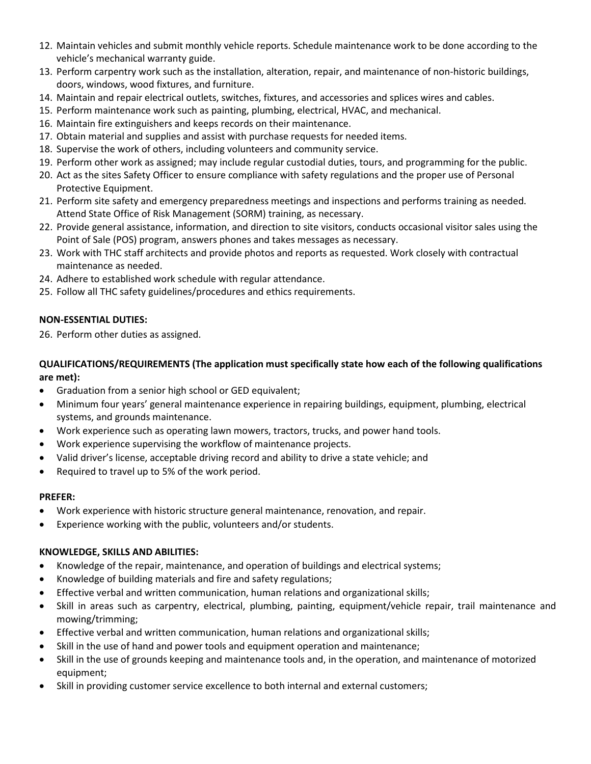12. Maintain vehicles and submit monthly vehicle reports. Schedule maintenance work to be done according to the vehicle's mechanical warranty guide.
13. Perform carpentry work such as the installation, alteration, repair, and maintenance of non-historic buildings, doors, windows, wood fixtures, and furniture.
14. Maintain and repair electrical outlets, switches, fixtures, and accessories and splices wires and cables.
15. Perform maintenance work such as painting, plumbing, electrical, HVAC, and mechanical.
16. Maintain fire extinguishers and keeps records on their maintenance.
17. Obtain material and supplies and assist with purchase requests for needed items.
18. Supervise the work of others, including volunteers and community service.
19. Perform other work as assigned; may include regular custodial duties, tours, and programming for the public.
20. Act as the sites Safety Officer to ensure compliance with safety regulations and the proper use of Personal Protective Equipment.
21. Perform site safety and emergency preparedness meetings and inspections and performs training as needed. Attend State Office of Risk Management (SORM) training, as necessary.
22. Provide general assistance, information, and direction to site visitors, conducts occasional visitor sales using the Point of Sale (POS) program, answers phones and takes messages as necessary.
23. Work with THC staff architects and provide photos and reports as requested. Work closely with contractual maintenance as needed.
24. Adhere to established work schedule with regular attendance.
25. Follow all THC safety guidelines/procedures and ethics requirements.

**NON-ESSENTIAL DUTIES:**

26. Perform other duties as assigned.

**QUALIFICATIONS/REQUIREMENTS (The application must specifically state how each of the following qualifications are met):**

- Graduation from a senior high school or GED equivalent;
- Minimum four years' general maintenance experience in repairing buildings, equipment, plumbing, electrical systems, and grounds maintenance.
- Work experience such as operating lawn mowers, tractors, trucks, and power hand tools.
- Work experience supervising the workflow of maintenance projects.
- Valid driver's license, acceptable driving record and ability to drive a state vehicle; and
- Required to travel up to 5% of the work period.

**PREFER:**

- Work experience with historic structure general maintenance, renovation, and repair.
- Experience working with the public, volunteers and/or students.

**KNOWLEDGE, SKILLS AND ABILITIES:**

- Knowledge of the repair, maintenance, and operation of buildings and electrical systems;
- Knowledge of building materials and fire and safety regulations;
- Effective verbal and written communication, human relations and organizational skills;
- Skill in areas such as carpentry, electrical, plumbing, painting, equipment/vehicle repair, trail maintenance and mowing/trimming;
- Effective verbal and written communication, human relations and organizational skills;
- Skill in the use of hand and power tools and equipment operation and maintenance;
- Skill in the use of grounds keeping and maintenance tools and, in the operation, and maintenance of motorized equipment;
- Skill in providing customer service excellence to both internal and external customers;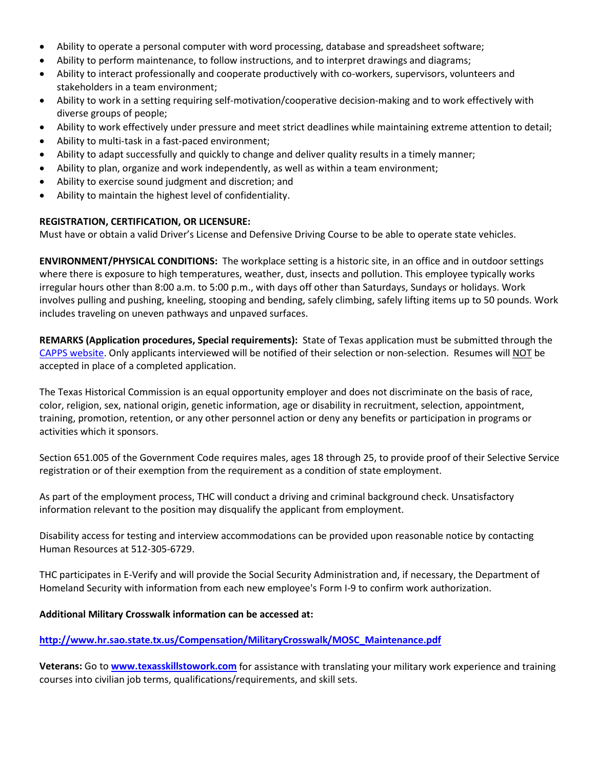- Ability to operate a personal computer with word processing, database and spreadsheet software;
- Ability to perform maintenance, to follow instructions, and to interpret drawings and diagrams;
- Ability to interact professionally and cooperate productively with co-workers, supervisors, volunteers and stakeholders in a team environment;
- Ability to work in a setting requiring self-motivation/cooperative decision-making and to work effectively with diverse groups of people;
- Ability to work effectively under pressure and meet strict deadlines while maintaining extreme attention to detail;
- Ability to multi-task in a fast-paced environment;
- Ability to adapt successfully and quickly to change and deliver quality results in a timely manner;
- Ability to plan, organize and work independently, as well as within a team environment;
- Ability to exercise sound judgment and discretion; and
- Ability to maintain the highest level of confidentiality.

**REGISTRATION, CERTIFICATION, OR LICENSURE:**
Must have or obtain a valid Driver's License and Defensive Driving Course to be able to operate state vehicles.

**ENVIRONMENT/PHYSICAL CONDITIONS:** The workplace setting is a historic site, in an office and in outdoor settings where there is exposure to high temperatures, weather, dust, insects and pollution. This employee typically works irregular hours other than 8:00 a.m. to 5:00 p.m., with days off other than Saturdays, Sundays or holidays. Work involves pulling and pushing, kneeling, stooping and bending, safely climbing, safely lifting items up to 50 pounds. Work includes traveling on uneven pathways and unpaved surfaces.

**REMARKS (Application procedures, Special requirements):** State of Texas application must be submitted through the CAPPS website. Only applicants interviewed will be notified of their selection or non-selection. Resumes will NOT be accepted in place of a completed application.

The Texas Historical Commission is an equal opportunity employer and does not discriminate on the basis of race, color, religion, sex, national origin, genetic information, age or disability in recruitment, selection, appointment, training, promotion, retention, or any other personnel action or deny any benefits or participation in programs or activities which it sponsors.

Section 651.005 of the Government Code requires males, ages 18 through 25, to provide proof of their Selective Service registration or of their exemption from the requirement as a condition of state employment.

As part of the employment process, THC will conduct a driving and criminal background check. Unsatisfactory information relevant to the position may disqualify the applicant from employment.

Disability access for testing and interview accommodations can be provided upon reasonable notice by contacting Human Resources at 512-305-6729.

THC participates in E-Verify and will provide the Social Security Administration and, if necessary, the Department of Homeland Security with information from each new employee's Form I-9 to confirm work authorization.

**Additional Military Crosswalk information can be accessed at:**

**http://www.hr.sao.state.tx.us/Compensation/MilitaryCrosswalk/MOSC_Maintenance.pdf**

**Veterans:** Go to **www.texasskillstowork.com** for assistance with translating your military work experience and training courses into civilian job terms, qualifications/requirements, and skill sets.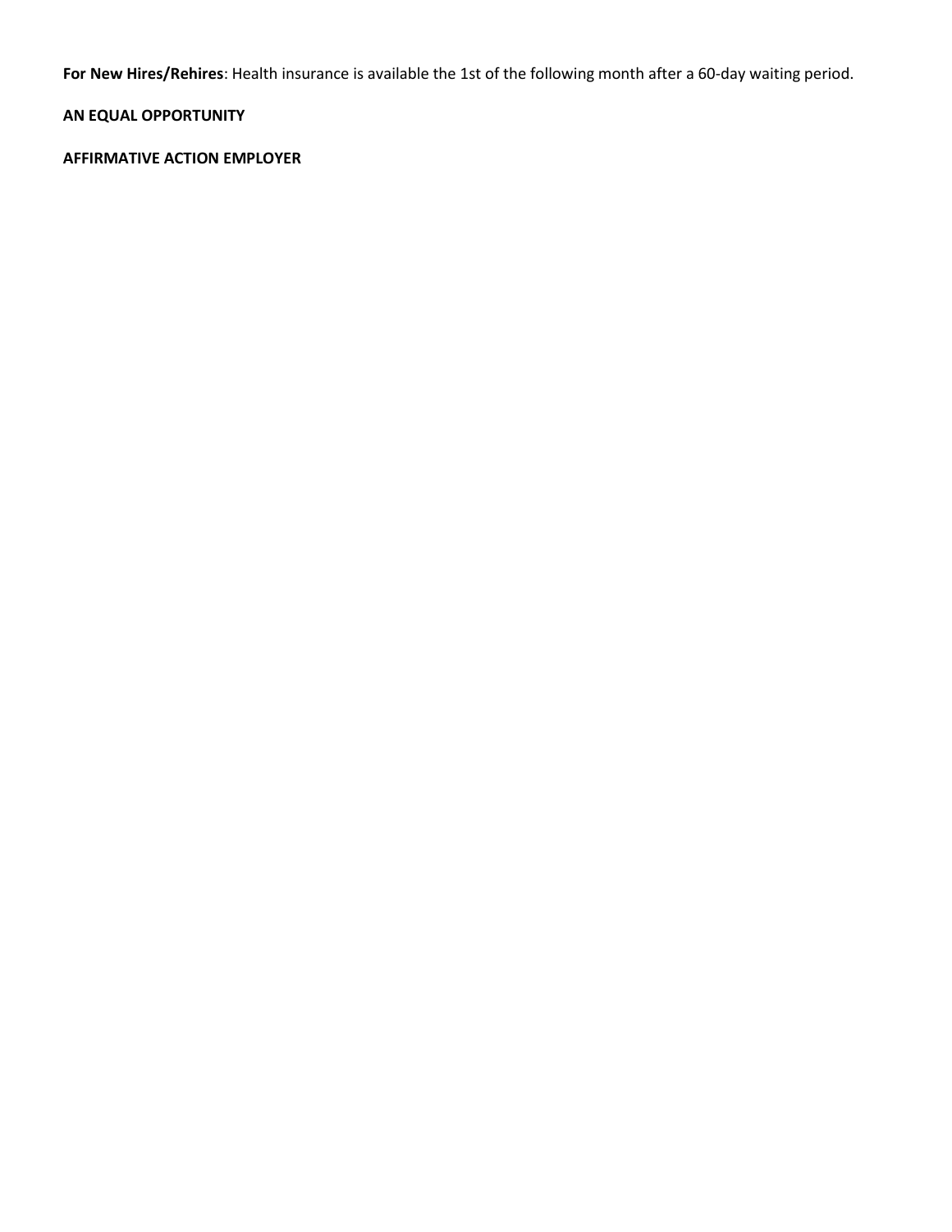**For New Hires/Rehires**: Health insurance is available the 1st of the following month after a 60-day waiting period.

**AN EQUAL OPPORTUNITY**

**AFFIRMATIVE ACTION EMPLOYER**